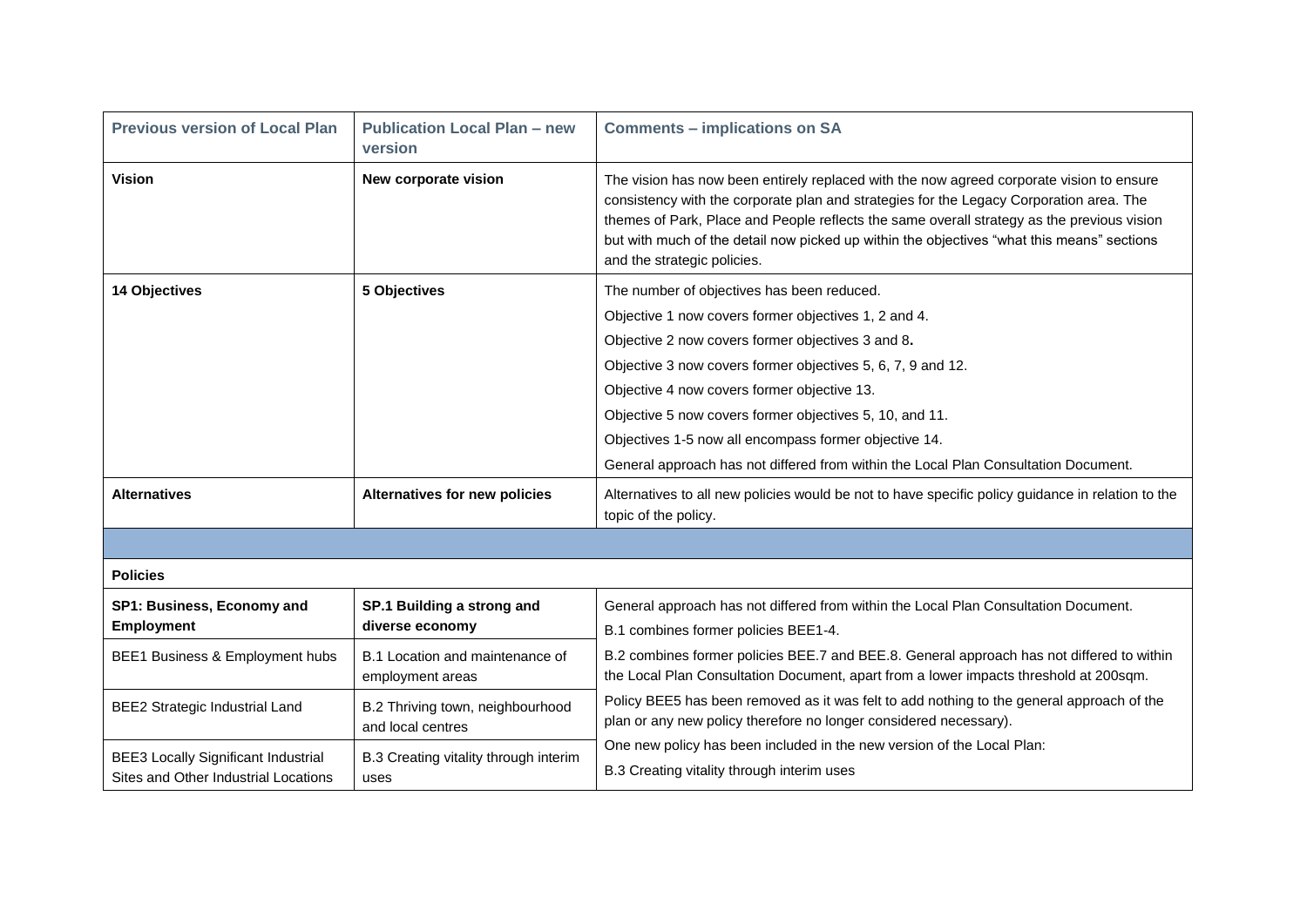| Previous version of Local Plan | Publication Local Plan – new version | Comments – implications on SA |
|---|---|---|
| **Vision** | **New corporate vision** | The vision has now been entirely replaced with the now agreed corporate vision to ensure consistency with the corporate plan and strategies for the Legacy Corporation area. The themes of Park, Place and People reflects the same overall strategy as the previous vision but with much of the detail now picked up within the objectives "what this means" sections and the strategic policies. |
| **14 Objectives** | **5 Objectives** | The number of objectives has been reduced.<br>Objective 1 now covers former objectives 1, 2 and 4.<br>Objective 2 now covers former objectives 3 and 8**.**<br>Objective 3 now covers former objectives 5, 6, 7, 9 and 12.<br>Objective 4 now covers former objective 13.<br>Objective 5 now covers former objectives 5, 10, and 11.<br>Objectives 1-5 now all encompass former objective 14.<br>General approach has not differed from within the Local Plan Consultation Document. |
| **Alternatives** | **Alternatives for new policies** | Alternatives to all new policies would be not to have specific policy guidance in relation to the topic of the policy. |
| | | |
| **Policies** | | |
| **SP1: Business, Economy and Employment** | **SP.1 Building a strong and diverse economy** | General approach has not differed from within the Local Plan Consultation Document.<br>B.1 combines former policies BEE1-4.<br>B.2 combines former policies BEE.7 and BEE.8. General approach has not differed to within the Local Plan Consultation Document, apart from a lower impacts threshold at 200sqm.<br>Policy BEE5 has been removed as it was felt to add nothing to the general approach of the plan or any new policy therefore no longer considered necessary).<br>One new policy has been included in the new version of the Local Plan:<br>B.3 Creating vitality through interim uses |
| BEE1 Business & Employment hubs | B.1 Location and maintenance of employment areas | |
| BEE2 Strategic Industrial Land | B.2 Thriving town, neighbourhood and local centres | |
| BEE3 Locally Significant Industrial Sites and Other Industrial Locations | B.3 Creating vitality through interim uses | |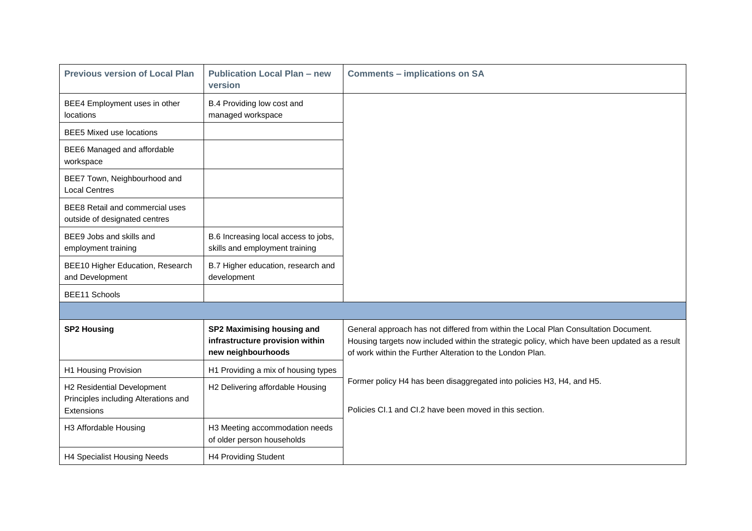| Previous version of Local Plan | Publication Local Plan – new version | Comments – implications on SA |
|---|---|---|
| BEE4 Employment uses in other locations | B.4 Providing low cost and managed workspace | |
| BEE5 Mixed use locations | | |
| BEE6 Managed and affordable workspace | | |
| BEE7 Town, Neighbourhood and Local Centres | | |
| BEE8 Retail and commercial uses outside of designated centres | | |
| BEE9 Jobs and skills and employment training | B.6 Increasing local access to jobs, skills and employment training | |
| BEE10 Higher Education, Research and Development | B.7 Higher education, research and development | |
| BEE11 Schools | | |
| | | |
| **SP2 Housing** | **SP2 Maximising housing and infrastructure provision within new neighbourhoods** | General approach has not differed from within the Local Plan Consultation Document. Housing targets now included within the strategic policy, which have been updated as a result of work within the Further Alteration to the London Plan.<br><br>Former policy H4 has been disaggregated into policies H3, H4, and H5.<br><br>Policies CI.1 and CI.2 have been moved in this section. |
| H1 Housing Provision | H1 Providing a mix of housing types | |
| H2 Residential Development Principles including Alterations and Extensions | H2 Delivering affordable Housing | |
| H3 Affordable Housing | H3 Meeting accommodation needs of older person households | |
| H4 Specialist Housing Needs | H4 Providing Student | |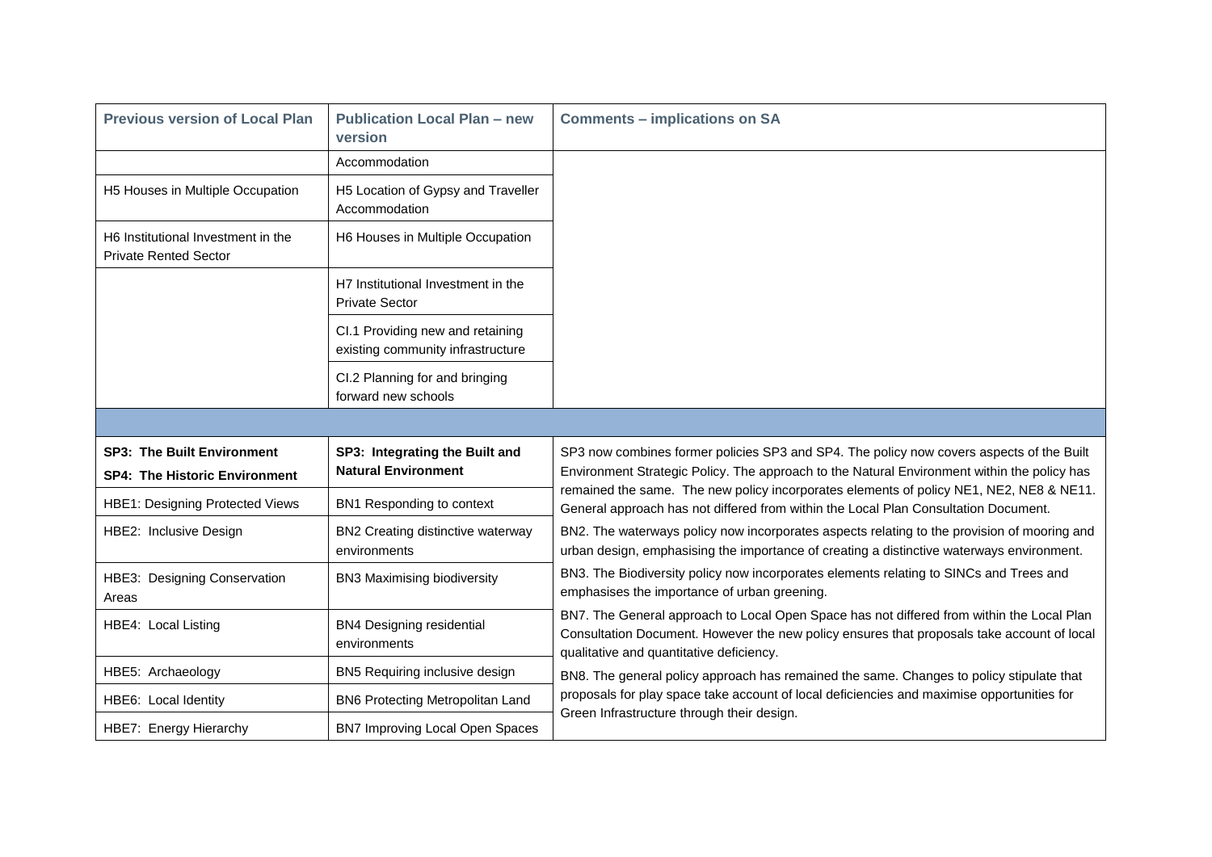| Previous version of Local Plan | Publication Local Plan – new version | Comments – implications on SA |
|---|---|---|
| | Accommodation | |
| H5 Houses in Multiple Occupation | H5 Location of Gypsy and Traveller Accommodation | |
| H6 Institutional Investment in the Private Rented Sector | H6 Houses in Multiple Occupation | |
| | H7 Institutional Investment in the Private Sector | |
| | CI.1 Providing new and retaining existing community infrastructure | |
| | CI.2 Planning for and bringing forward new schools | |
| | | |
| **SP3: The Built Environment** **SP4: The Historic Environment** | **SP3: Integrating the Built and Natural Environment** | SP3 now combines former policies SP3 and SP4. The policy now covers aspects of the Built Environment Strategic Policy. The approach to the Natural Environment within the policy has remained the same. The new policy incorporates elements of policy NE1, NE2, NE8 & NE11. General approach has not differed from within the Local Plan Consultation Document. |
| HBE1: Designing Protected Views | BN1 Responding to context | |
| HBE2: Inclusive Design | BN2 Creating distinctive waterway environments | BN2. The waterways policy now incorporates aspects relating to the provision of mooring and urban design, emphasising the importance of creating a distinctive waterways environment. |
| HBE3: Designing Conservation Areas | BN3 Maximising biodiversity | BN3. The Biodiversity policy now incorporates elements relating to SINCs and Trees and emphasises the importance of urban greening. |
| HBE4: Local Listing | BN4 Designing residential environments | BN7. The General approach to Local Open Space has not differed from within the Local Plan Consultation Document. However the new policy ensures that proposals take account of local qualitative and quantitative deficiency. |
| HBE5: Archaeology | BN5 Requiring inclusive design | BN8. The general policy approach has remained the same. Changes to policy stipulate that proposals for play space take account of local deficiencies and maximise opportunities for Green Infrastructure through their design. |
| HBE6: Local Identity | BN6 Protecting Metropolitan Land | |
| HBE7: Energy Hierarchy | BN7 Improving Local Open Spaces | |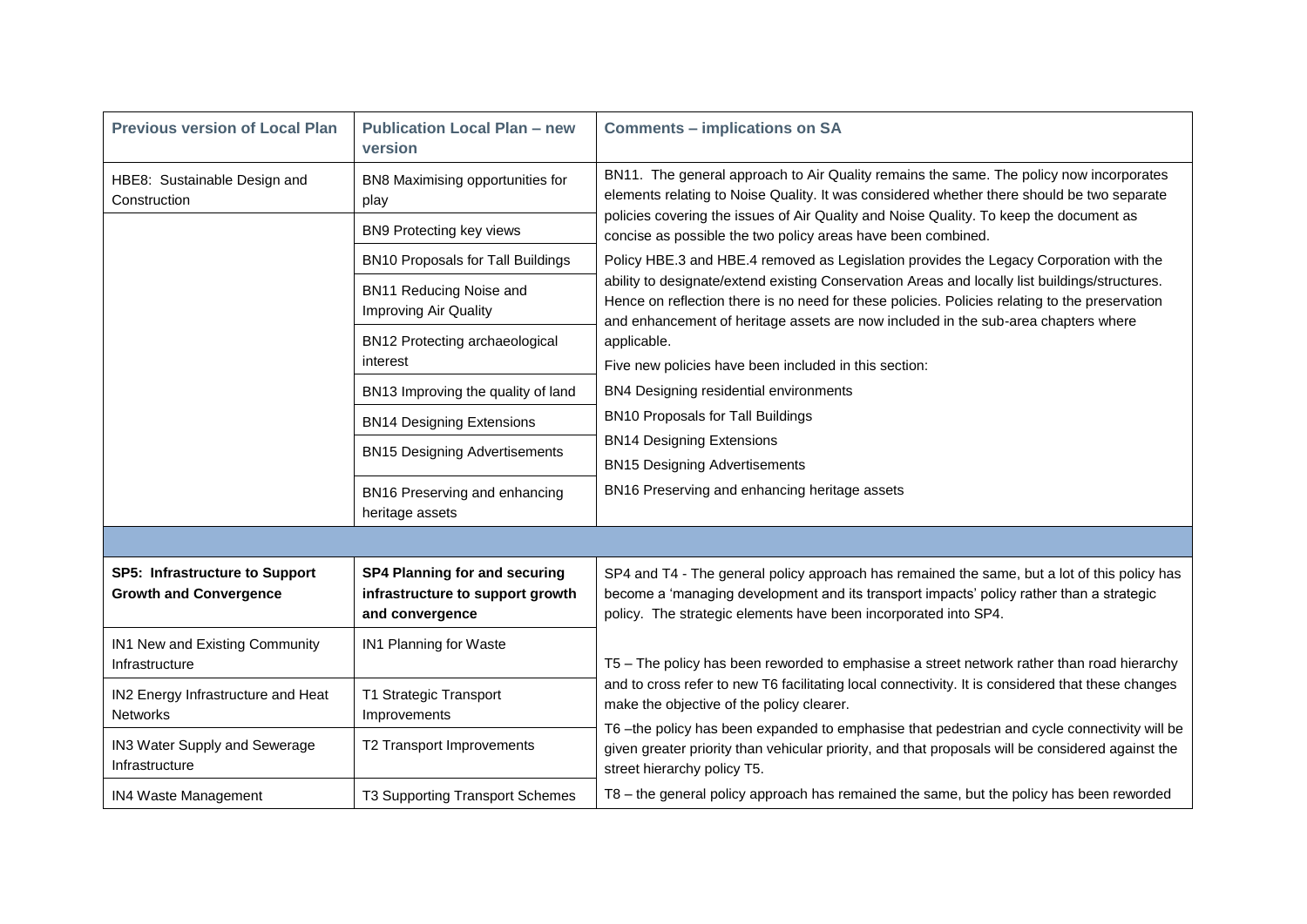| Previous version of Local Plan | Publication Local Plan – new version | Comments – implications on SA |
|---|---|---|
| HBE8: Sustainable Design and Construction | BN8 Maximising opportunities for play | BN11. The general approach to Air Quality remains the same. The policy now incorporates elements relating to Noise Quality. It was considered whether there should be two separate policies covering the issues of Air Quality and Noise Quality. To keep the document as concise as possible the two policy areas have been combined.<br>Policy HBE.3 and HBE.4 removed as Legislation provides the Legacy Corporation with the ability to designate/extend existing Conservation Areas and locally list buildings/structures. Hence on reflection there is no need for these policies. Policies relating to the preservation and enhancement of heritage assets are now included in the sub-area chapters where applicable.<br>Five new policies have been included in this section:<br>BN4 Designing residential environments<br>BN10 Proposals for Tall Buildings<br>BN14 Designing Extensions<br>BN15 Designing Advertisements<br>BN16 Preserving and enhancing heritage assets |
| | BN9 Protecting key views | |
| | BN10 Proposals for Tall Buildings | |
| | BN11 Reducing Noise and Improving Air Quality | |
| | BN12 Protecting archaeological interest | |
| | BN13 Improving the quality of land | |
| | BN14 Designing Extensions | |
| | BN15 Designing Advertisements | |
| | BN16 Preserving and enhancing heritage assets | |
| | | |
| **SP5: Infrastructure to Support Growth and Convergence** | **SP4 Planning for and securing infrastructure to support growth and convergence** | SP4 and T4 - The general policy approach has remained the same, but a lot of this policy has become a 'managing development and its transport impacts' policy rather than a strategic policy. The strategic elements have been incorporated into SP4. |
| IN1 New and Existing Community Infrastructure | IN1 Planning for Waste | T5 – The policy has been reworded to emphasise a street network rather than road hierarchy and to cross refer to new T6 facilitating local connectivity. It is considered that these changes make the objective of the policy clearer.<br>T6 –the policy has been expanded to emphasise that pedestrian and cycle connectivity will be given greater priority than vehicular priority, and that proposals will be considered against the street hierarchy policy T5.<br>T8 – the general policy approach has remained the same, but the policy has been reworded |
| IN2 Energy Infrastructure and Heat Networks | T1 Strategic Transport Improvements | |
| IN3 Water Supply and Sewerage Infrastructure | T2 Transport Improvements | |
| IN4 Waste Management | T3 Supporting Transport Schemes | |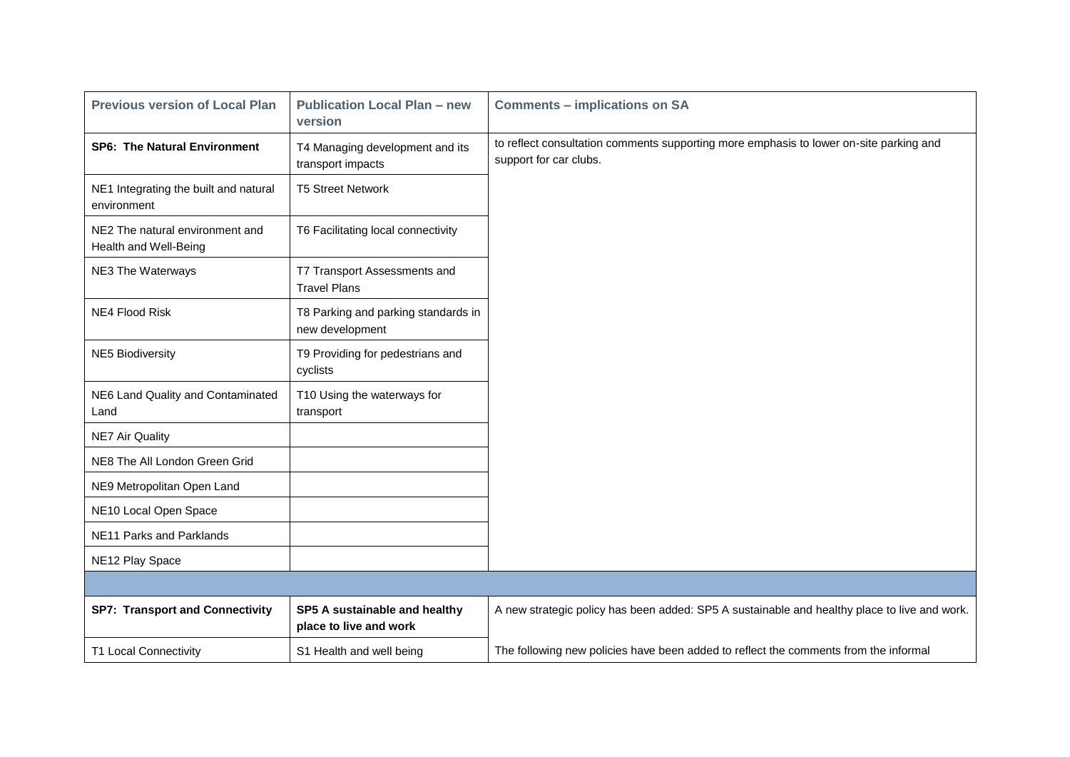| Previous version of Local Plan | Publication Local Plan – new version | Comments – implications on SA |
|---|---|---|
| **SP6: The Natural Environment** | T4 Managing development and its transport impacts | to reflect consultation comments supporting more emphasis to lower on-site parking and support for car clubs. |
| NE1 Integrating the built and natural environment | T5 Street Network | |
| NE2 The natural environment and Health and Well-Being | T6 Facilitating local connectivity | |
| NE3 The Waterways | T7 Transport Assessments and Travel Plans | |
| NE4 Flood Risk | T8 Parking and parking standards in new development | |
| NE5 Biodiversity | T9 Providing for pedestrians and cyclists | |
| NE6 Land Quality and Contaminated Land | T10 Using the waterways for transport | |
| NE7 Air Quality | | |
| NE8 The All London Green Grid | | |
| NE9 Metropolitan Open Land | | |
| NE10 Local Open Space | | |
| NE11 Parks and Parklands | | |
| NE12 Play Space | | |
| | | |
| **SP7: Transport and Connectivity** | **SP5 A sustainable and healthy place to live and work** | A new strategic policy has been added: SP5 A sustainable and healthy place to live and work. |
| T1 Local Connectivity | S1 Health and well being | The following new policies have been added to reflect the comments from the informal |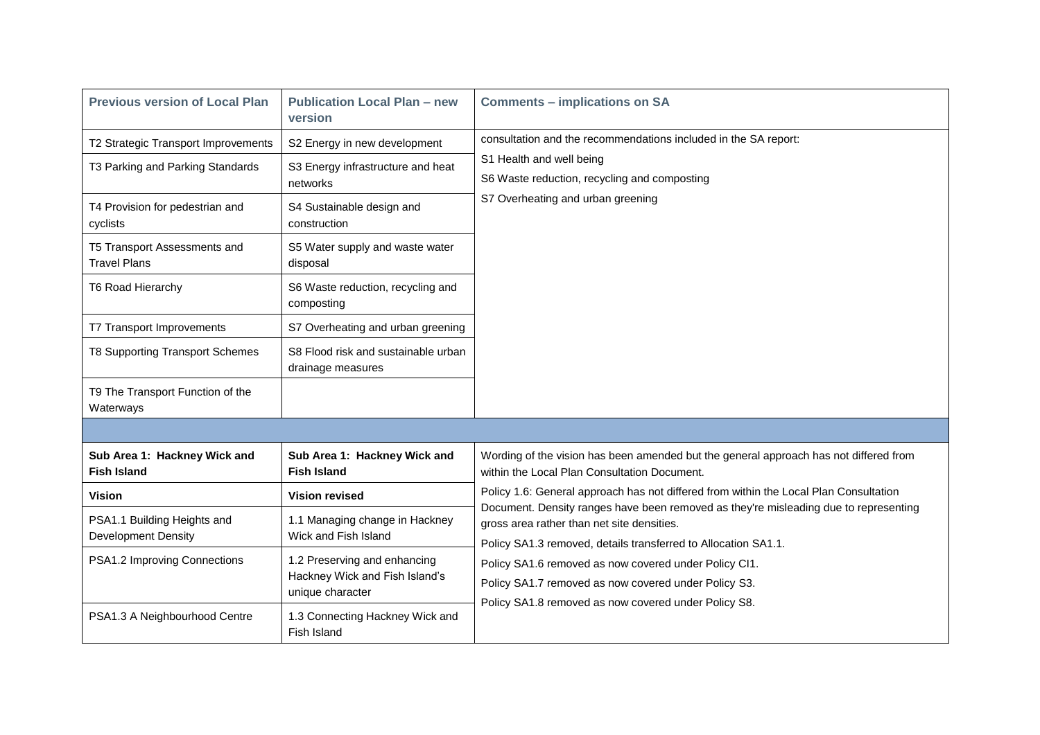| Previous version of Local Plan | Publication Local Plan – new version | Comments – implications on SA |
|---|---|---|
| T2 Strategic Transport Improvements | S2 Energy in new development | consultation and the recommendations included in the SA report:<br>S1 Health and well being<br>S6 Waste reduction, recycling and composting<br>S7 Overheating and urban greening |
| T3 Parking and Parking Standards | S3 Energy infrastructure and heat networks | |
| T4 Provision for pedestrian and cyclists | S4 Sustainable design and construction | |
| T5 Transport Assessments and Travel Plans | S5 Water supply and waste water disposal | |
| T6 Road Hierarchy | S6 Waste reduction, recycling and composting | |
| T7 Transport Improvements | S7 Overheating and urban greening | |
| T8 Supporting Transport Schemes | S8 Flood risk and sustainable urban drainage measures | |
| T9 The Transport Function of the Waterways | | |
| | | |
| **Sub Area 1: Hackney Wick and Fish Island** | **Sub Area 1: Hackney Wick and Fish Island** | Wording of the vision has been amended but the general approach has not differed from within the Local Plan Consultation Document.<br>Policy 1.6: General approach has not differed from within the Local Plan Consultation Document. Density ranges have been removed as they're misleading due to representing gross area rather than net site densities.<br>Policy SA1.3 removed, details transferred to Allocation SA1.1.<br>Policy SA1.6 removed as now covered under Policy CI1.<br>Policy SA1.7 removed as now covered under Policy S3.<br>Policy SA1.8 removed as now covered under Policy S8. |
| **Vision** | **Vision revised** | |
| PSA1.1 Building Heights and Development Density | 1.1 Managing change in Hackney Wick and Fish Island | |
| PSA1.2 Improving Connections | 1.2 Preserving and enhancing Hackney Wick and Fish Island's unique character | |
| PSA1.3 A Neighbourhood Centre | 1.3 Connecting Hackney Wick and Fish Island | |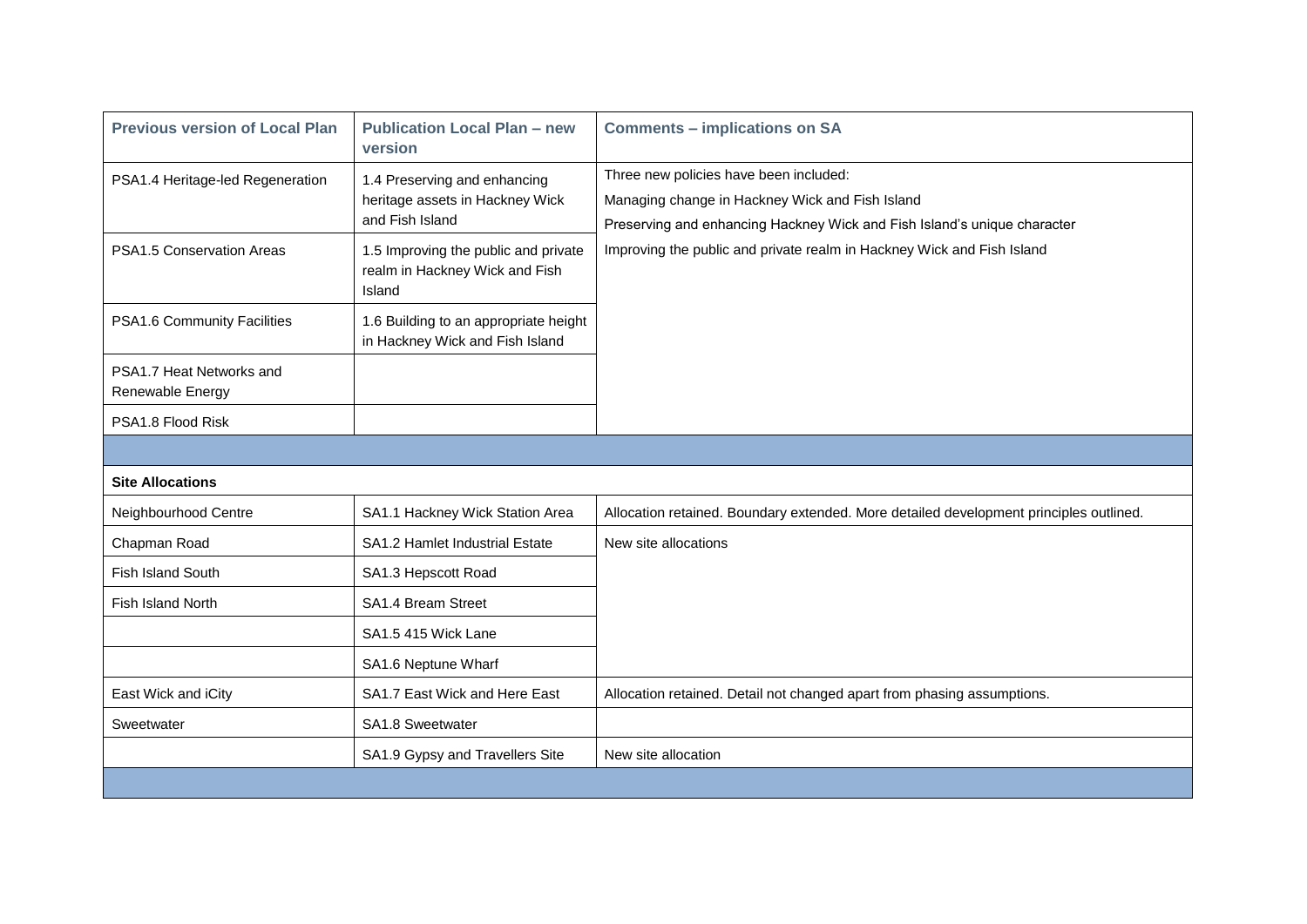| Previous version of Local Plan | Publication Local Plan – new version | Comments – implications on SA |
|---|---|---|
| PSA1.4 Heritage-led Regeneration | 1.4 Preserving and enhancing heritage assets in Hackney Wick and Fish Island | Three new policies have been included:<br>Managing change in Hackney Wick and Fish Island<br>Preserving and enhancing Hackney Wick and Fish Island's unique character<br>Improving the public and private realm in Hackney Wick and Fish Island |
| PSA1.5 Conservation Areas | 1.5 Improving the public and private realm in Hackney Wick and Fish Island | |
| PSA1.6 Community Facilities | 1.6 Building to an appropriate height in Hackney Wick and Fish Island | |
| PSA1.7 Heat Networks and Renewable Energy | | |
| PSA1.8 Flood Risk | | |
| | | |
| **Site Allocations** | | |
| Neighbourhood Centre | SA1.1 Hackney Wick Station Area | Allocation retained. Boundary extended. More detailed development principles outlined. |
| Chapman Road | SA1.2 Hamlet Industrial Estate | New site allocations |
| Fish Island South | SA1.3 Hepscott Road | |
| Fish Island North | SA1.4 Bream Street | |
| | SA1.5 415 Wick Lane | |
| | SA1.6 Neptune Wharf | |
| East Wick and iCity | SA1.7 East Wick and Here East | Allocation retained. Detail not changed apart from phasing assumptions. |
| Sweetwater | SA1.8 Sweetwater | |
| | SA1.9 Gypsy and Travellers Site | New site allocation |
| | | |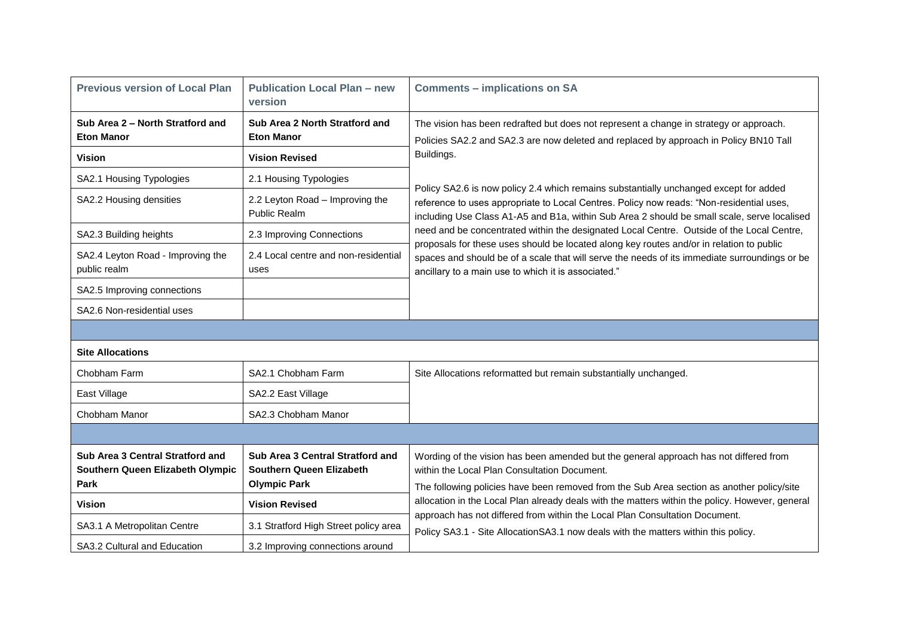| Previous version of Local Plan | Publication Local Plan – new version | Comments – implications on SA |
|---|---|---|
| **Sub Area 2 – North Stratford and Eton Manor** | **Sub Area 2 North Stratford and Eton Manor** | The vision has been redrafted but does not represent a change in strategy or approach.<br>Policies SA2.2 and SA2.3 are now deleted and replaced by approach in Policy BN10 Tall Buildings.<br><br>Policy SA2.6 is now policy 2.4 which remains substantially unchanged except for added reference to uses appropriate to Local Centres. Policy now reads: "Non-residential uses, including Use Class A1-A5 and B1a, within Sub Area 2 should be small scale, serve localised need and be concentrated within the designated Local Centre. Outside of the Local Centre, proposals for these uses should be located along key routes and/or in relation to public spaces and should be of a scale that will serve the needs of its immediate surroundings or be ancillary to a main use to which it is associated." |
| **Vision** | **Vision Revised** | |
| SA2.1 Housing Typologies | 2.1 Housing Typologies | |
| SA2.2 Housing densities | 2.2 Leyton Road – Improving the Public Realm | |
| SA2.3 Building heights | 2.3 Improving Connections | |
| SA2.4 Leyton Road - Improving the public realm | 2.4 Local centre and non-residential uses | |
| SA2.5 Improving connections | | |
| SA2.6 Non-residential uses | | |
| | | |
| **Site Allocations** | | |
| Chobham Farm | SA2.1 Chobham Farm | Site Allocations reformatted but remain substantially unchanged. |
| East Village | SA2.2 East Village | |
| Chobham Manor | SA2.3 Chobham Manor | |
| | | |
| **Sub Area 3 Central Stratford and Southern Queen Elizabeth Olympic Park** | **Sub Area 3 Central Stratford and Southern Queen Elizabeth Olympic Park** | Wording of the vision has been amended but the general approach has not differed from within the Local Plan Consultation Document.<br>The following policies have been removed from the Sub Area section as another policy/site allocation in the Local Plan already deals with the matters within the policy. However, general approach has not differed from within the Local Plan Consultation Document.<br>Policy SA3.1 - Site AllocationSA3.1 now deals with the matters within this policy. |
| **Vision** | **Vision Revised** | |
| SA3.1 A Metropolitan Centre | 3.1 Stratford High Street policy area | |
| SA3.2 Cultural and Education | 3.2 Improving connections around | |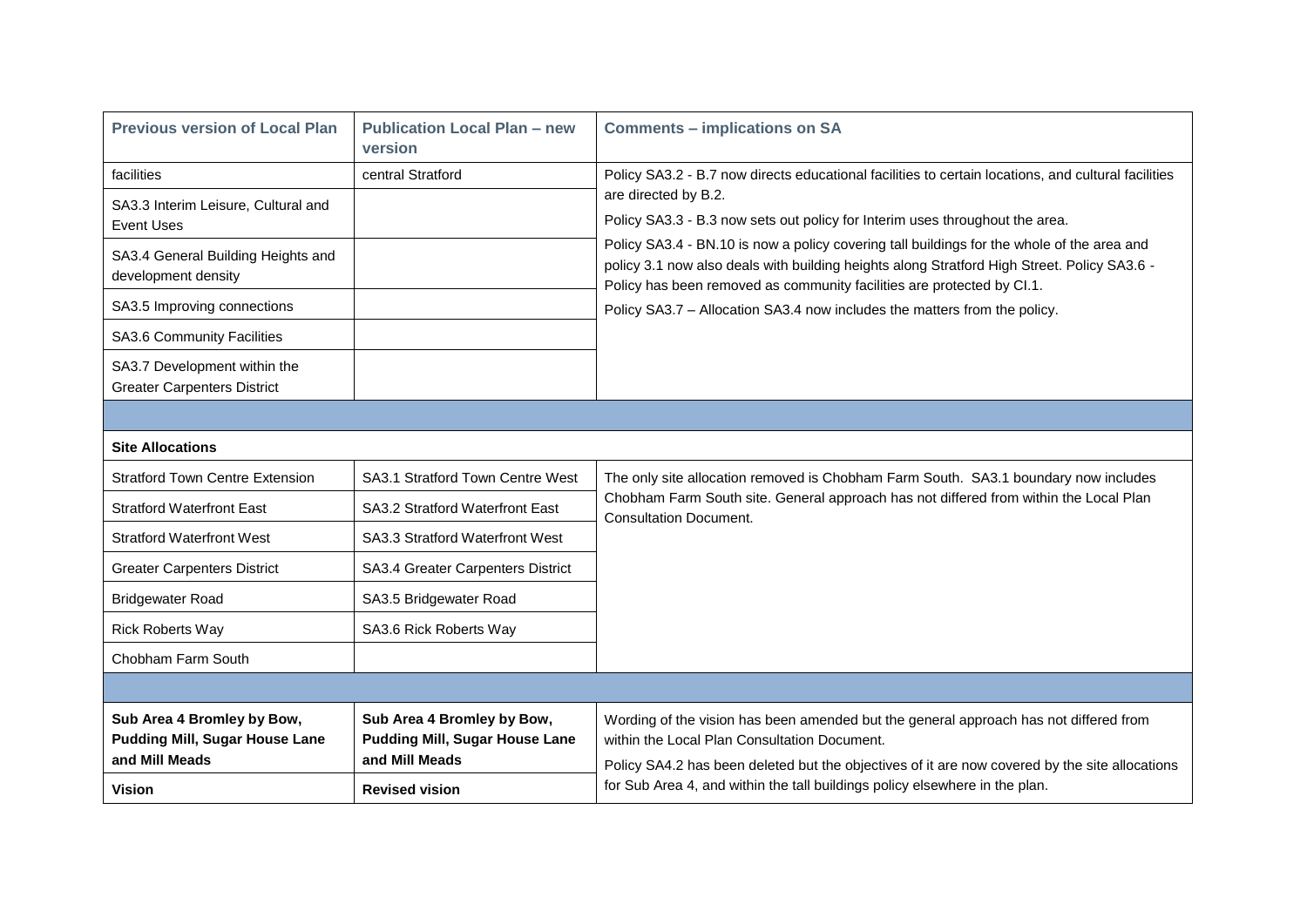| Previous version of Local Plan | Publication Local Plan – new version | Comments – implications on SA |
|---|---|---|
| facilities | central Stratford | Policy SA3.2 - B.7 now directs educational facilities to certain locations, and cultural facilities are directed by B.2.<br>Policy SA3.3 - B.3 now sets out policy for Interim uses throughout the area.<br>Policy SA3.4 - BN.10 is now a policy covering tall buildings for the whole of the area and policy 3.1 now also deals with building heights along Stratford High Street. Policy SA3.6 - Policy has been removed as community facilities are protected by CI.1.<br>Policy SA3.7 – Allocation SA3.4 now includes the matters from the policy. |
| SA3.3 Interim Leisure, Cultural and Event Uses | | |
| SA3.4 General Building Heights and development density | | |
| SA3.5 Improving connections | | |
| SA3.6 Community Facilities | | |
| SA3.7 Development within the Greater Carpenters District | | |
| | | |
| **Site Allocations** | | |
| Stratford Town Centre Extension | SA3.1 Stratford Town Centre West | The only site allocation removed is Chobham Farm South. SA3.1 boundary now includes Chobham Farm South site. General approach has not differed from within the Local Plan Consultation Document. |
| Stratford Waterfront East | SA3.2 Stratford Waterfront East | |
| Stratford Waterfront West | SA3.3 Stratford Waterfront West | |
| Greater Carpenters District | SA3.4 Greater Carpenters District | |
| Bridgewater Road | SA3.5 Bridgewater Road | |
| Rick Roberts Way | SA3.6 Rick Roberts Way | |
| Chobham Farm South | | |
| | | |
| **Sub Area 4 Bromley by Bow, Pudding Mill, Sugar House Lane and Mill Meads** | **Sub Area 4 Bromley by Bow, Pudding Mill, Sugar House Lane and Mill Meads** | Wording of the vision has been amended but the general approach has not differed from within the Local Plan Consultation Document.<br>Policy SA4.2 has been deleted but the objectives of it are now covered by the site allocations for Sub Area 4, and within the tall buildings policy elsewhere in the plan. |
| **Vision** | **Revised vision** | |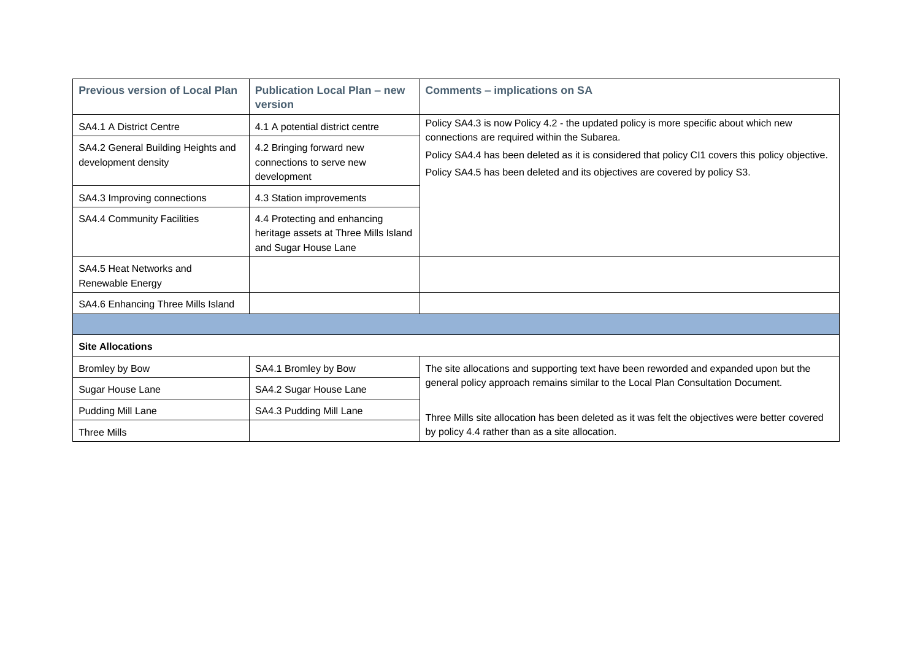| Previous version of Local Plan | Publication Local Plan – new version | Comments – implications on SA |
|---|---|---|
| SA4.1 A District Centre | 4.1 A potential district centre | Policy SA4.3 is now Policy 4.2 - the updated policy is more specific about which new connections are required within the Subarea. Policy SA4.4 has been deleted as it is considered that policy CI1 covers this policy objective. Policy SA4.5 has been deleted and its objectives are covered by policy S3. |
| SA4.2 General Building Heights and development density | 4.2 Bringing forward new connections to serve new development | |
| SA4.3 Improving connections | 4.3 Station improvements | |
| SA4.4 Community Facilities | 4.4 Protecting and enhancing heritage assets at Three Mills Island and Sugar House Lane | |
| SA4.5 Heat Networks and Renewable Energy | | |
| SA4.6 Enhancing Three Mills Island | | |
| | | |
| **Site Allocations** | | |
| Bromley by Bow | SA4.1 Bromley by Bow | The site allocations and supporting text have been reworded and expanded upon but the general policy approach remains similar to the Local Plan Consultation Document. Three Mills site allocation has been deleted as it was felt the objectives were better covered by policy 4.4 rather than as a site allocation. |
| Sugar House Lane | SA4.2 Sugar House Lane | |
| Pudding Mill Lane | SA4.3 Pudding Mill Lane | |
| Three Mills | | |